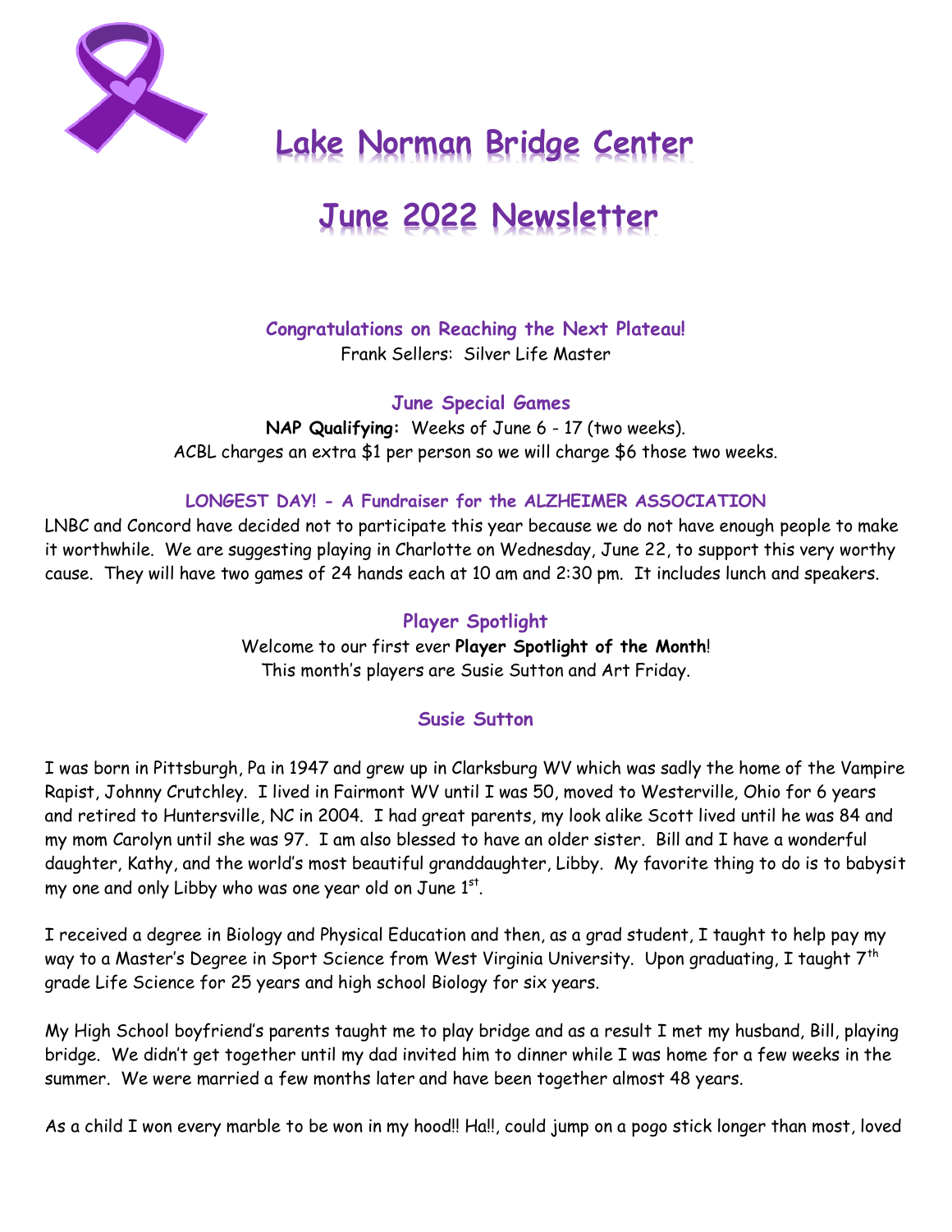# Lake Norman Bridge Center

# June 2022 Newsletter

### Congratulations on Reaching the Next Plateau!

Frank Sellers: Silver Life Master

### June Special Games

**NAP Qualifying:** Weeks of June 6 - 17 (two weeks).
ACBL charges an extra $1 per person so we will charge $6 those two weeks.

### LONGEST DAY! - A Fundraiser for the ALZHEIMER ASSOCIATION

LNBC and Concord have decided not to participate this year because we do not have enough people to make it worthwhile. We are suggesting playing in Charlotte on Wednesday, June 22, to support this very worthy cause. They will have two games of 24 hands each at 10 am and 2:30 pm. It includes lunch and speakers.

### Player Spotlight

Welcome to our first ever **Player Spotlight of the Month**!
This month's players are Susie Sutton and Art Friday.

### Susie Sutton

I was born in Pittsburgh, Pa in 1947 and grew up in Clarksburg WV which was sadly the home of the Vampire Rapist, Johnny Crutchley. I lived in Fairmont WV until I was 50, moved to Westerville, Ohio for 6 years and retired to Huntersville, NC in 2004. I had great parents, my look alike Scott lived until he was 84 and my mom Carolyn until she was 97. I am also blessed to have an older sister. Bill and I have a wonderful daughter, Kathy, and the world's most beautiful granddaughter, Libby. My favorite thing to do is to babysit my one and only Libby who was one year old on June 1st.

I received a degree in Biology and Physical Education and then, as a grad student, I taught to help pay my way to a Master's Degree in Sport Science from West Virginia University. Upon graduating, I taught 7th grade Life Science for 25 years and high school Biology for six years.

My High School boyfriend's parents taught me to play bridge and as a result I met my husband, Bill, playing bridge. We didn't get together until my dad invited him to dinner while I was home for a few weeks in the summer. We were married a few months later and have been together almost 48 years.

As a child I won every marble to be won in my hood!! Ha!!, could jump on a pogo stick longer than most, loved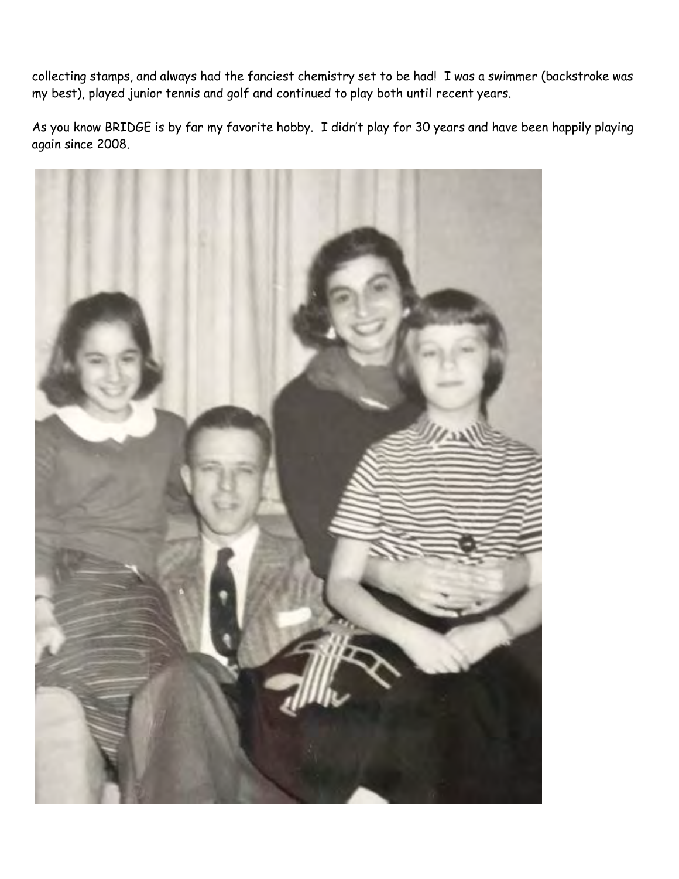collecting stamps, and always had the fanciest chemistry set to be had! I was a swimmer (backstroke was my best), played junior tennis and golf and continued to play both until recent years.

As you know BRIDGE is by far my favorite hobby. I didn't play for 30 years and have been happily playing again since 2008.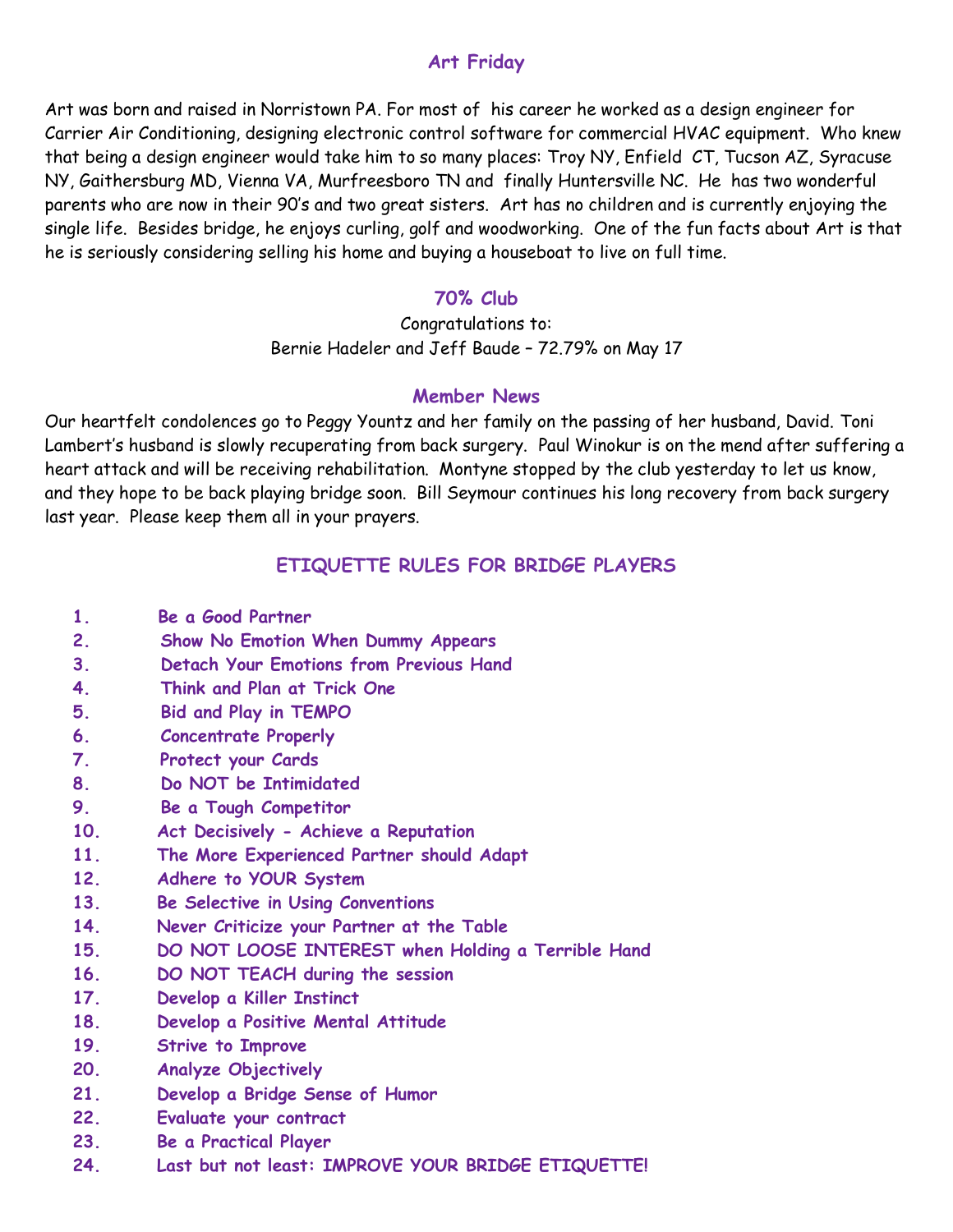## Art Friday

Art was born and raised in Norristown PA. For most of his career he worked as a design engineer for Carrier Air Conditioning, designing electronic control software for commercial HVAC equipment. Who knew that being a design engineer would take him to so many places: Troy NY, Enfield CT, Tucson AZ, Syracuse NY, Gaithersburg MD, Vienna VA, Murfreesboro TN and finally Huntersville NC. He has two wonderful parents who are now in their 90's and two great sisters. Art has no children and is currently enjoying the single life. Besides bridge, he enjoys curling, golf and woodworking. One of the fun facts about Art is that he is seriously considering selling his home and buying a houseboat to live on full time.

## 70% Club

Congratulations to:
Bernie Hadeler and Jeff Baude – 72.79% on May 17

## Member News

Our heartfelt condolences go to Peggy Yountz and her family on the passing of her husband, David. Toni Lambert's husband is slowly recuperating from back surgery. Paul Winokur is on the mend after suffering a heart attack and will be receiving rehabilitation. Montyne stopped by the club yesterday to let us know, and they hope to be back playing bridge soon. Bill Seymour continues his long recovery from back surgery last year. Please keep them all in your prayers.

## ETIQUETTE RULES FOR BRIDGE PLAYERS

1. **Be a Good Partner**
2. **Show No Emotion When Dummy Appears**
3. **Detach Your Emotions from Previous Hand**
4. **Think and Plan at Trick One**
5. **Bid and Play in TEMPO**
6. **Concentrate Properly**
7. **Protect your Cards**
8. **Do NOT be Intimidated**
9. **Be a Tough Competitor**
10. **Act Decisively - Achieve a Reputation**
11. **The More Experienced Partner should Adapt**
12. **Adhere to YOUR System**
13. **Be Selective in Using Conventions**
14. **Never Criticize your Partner at the Table**
15. **DO NOT LOOSE INTEREST when Holding a Terrible Hand**
16. **DO NOT TEACH during the session**
17. **Develop a Killer Instinct**
18. **Develop a Positive Mental Attitude**
19. **Strive to Improve**
20. **Analyze Objectively**
21. **Develop a Bridge Sense of Humor**
22. **Evaluate your contract**
23. **Be a Practical Player**
24. **Last but not least: IMPROVE YOUR BRIDGE ETIQUETTE!**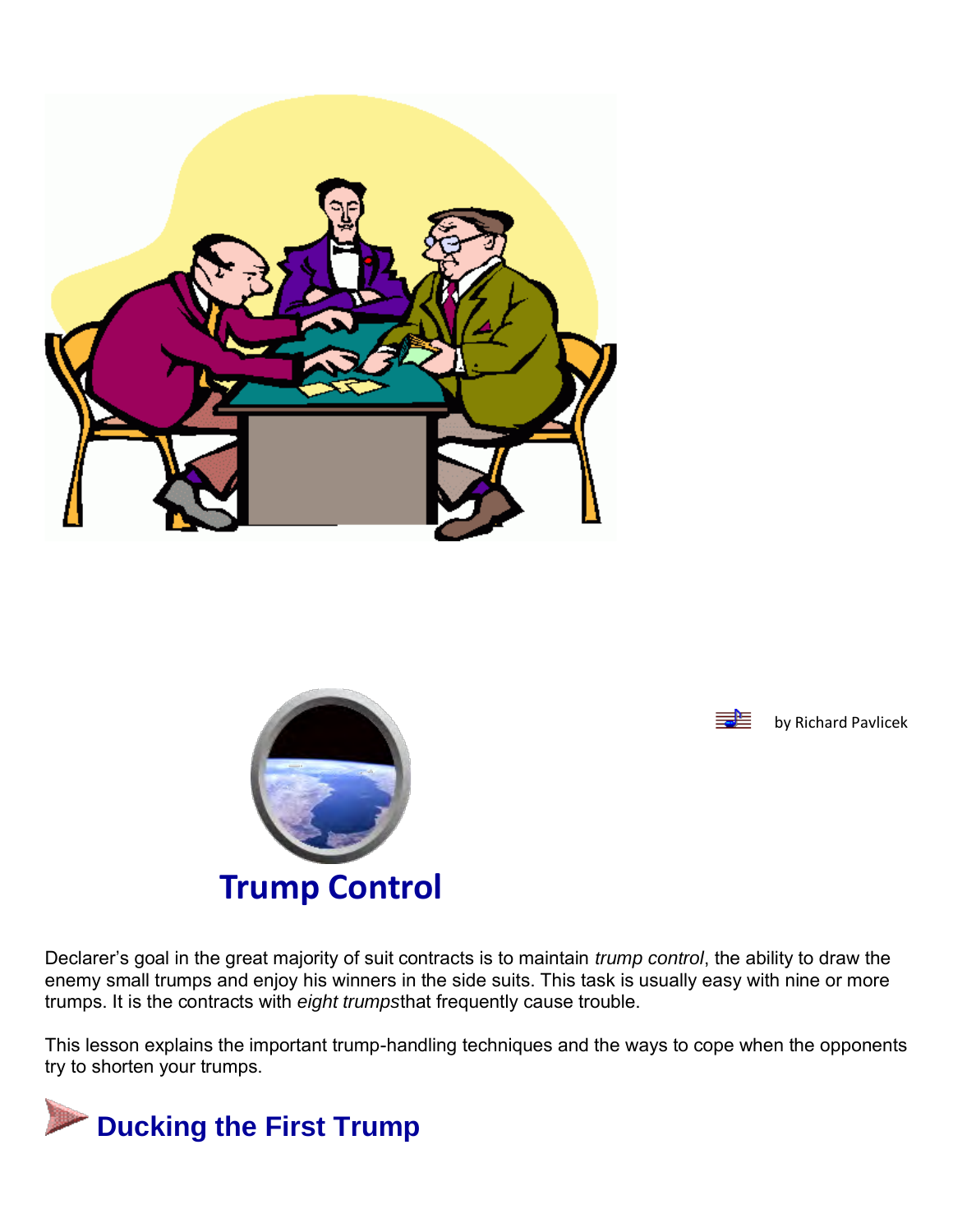by Richard Pavlicek

# Trump Control

Declarer’s goal in the great majority of suit contracts is to maintain *trump control*, the ability to draw the enemy small trumps and enjoy his winners in the side suits. This task is usually easy with nine or more trumps. It is the contracts with *eight trumps*that frequently cause trouble.

This lesson explains the important trump-handling techniques and the ways to cope when the opponents try to shorten your trumps.

## Ducking the First Trump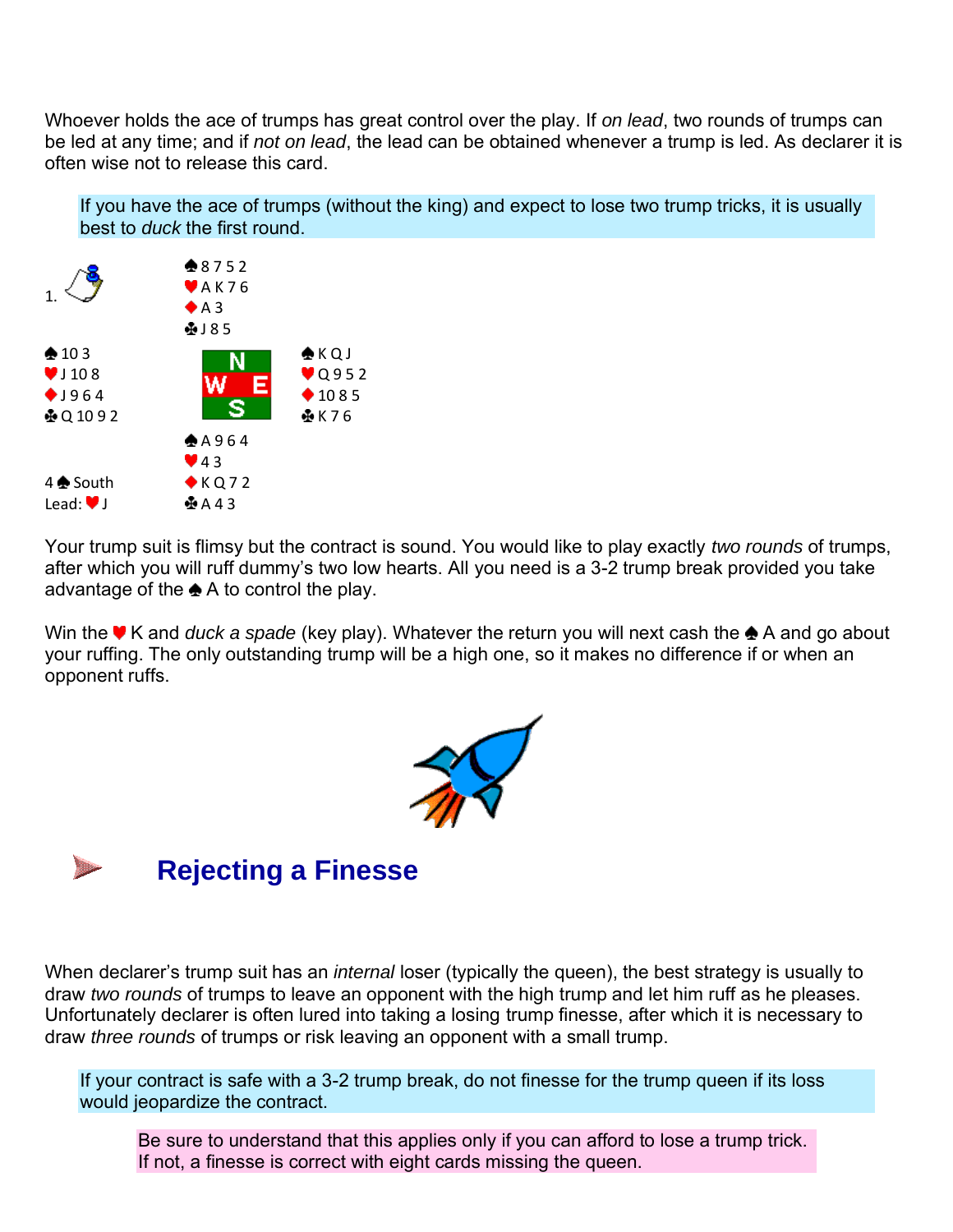Whoever holds the ace of trumps has great control over the play. If *on lead*, two rounds of trumps can be led at any time; and if *not on lead*, the lead can be obtained whenever a trump is led. As declarer it is often wise not to release this card.

> If you have the ace of trumps (without the king) and expect to lose two trump tricks, it is usually best to *duck* the first round.

1.

```
                 ♠ 8 7 5 2
                 ♥ A K 7 6
                 ♦ A 3
                 ♣ J 8 5
♠ 10 3                          ♠ K Q J
♥ J 10 8              N         ♥ Q 9 5 2
♦ J 9 6 4           W   E       ♦ 10 8 5
♣ Q 10 9 2            S         ♣ K 7 6
                 ♠ A 9 6 4
                 ♥ 4 3
4♠ South         ♦ K Q 7 2
Lead: ♥J         ♣ A 4 3
```

Your trump suit is flimsy but the contract is sound. You would like to play exactly *two rounds* of trumps, after which you will ruff dummy's two low hearts. All you need is a 3-2 trump break provided you take advantage of the ♠A to control the play.

Win the ♥K and *duck a spade* (key play). Whatever the return you will next cash the ♠A and go about your ruffing. The only outstanding trump will be a high one, so it makes no difference if or when an opponent ruffs.

## Rejecting a Finesse

When declarer's trump suit has an *internal* loser (typically the queen), the best strategy is usually to draw *two rounds* of trumps to leave an opponent with the high trump and let him ruff as he pleases. Unfortunately declarer is often lured into taking a losing trump finesse, after which it is necessary to draw *three rounds* of trumps or risk leaving an opponent with a small trump.

> If your contract is safe with a 3-2 trump break, do not finesse for the trump queen if its loss would jeopardize the contract.

> Be sure to understand that this applies only if you can afford to lose a trump trick. If not, a finesse is correct with eight cards missing the queen.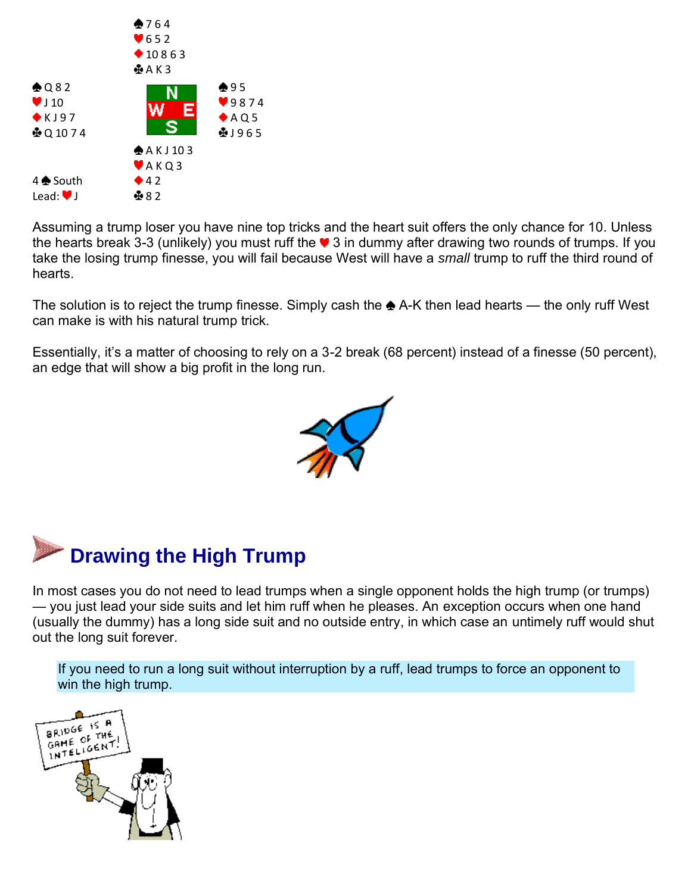| | North | |
|---|---|---|
| | ♠ 7 6 4<br>♥ 6 5 2<br>♦ 10 8 6 3<br>♣ A K 3 | |
| **West**<br>♠ Q 8 2<br>♥ J 10<br>♦ K J 9 7<br>♣ Q 10 7 4 | N / W E / S | **East**<br>♠ 9 5<br>♥ 9 8 7 4<br>♦ A Q 5<br>♣ J 9 6 5 |
| 4♠ South<br>Lead: ♥ J | ♠ A K J 10 3<br>♥ A K Q 3<br>♦ 4 2<br>♣ 8 2 | |

Assuming a trump loser you have nine top tricks and the heart suit offers the only chance for 10. Unless the hearts break 3-3 (unlikely) you must ruff the ♥ 3 in dummy after drawing two rounds of trumps. If you take the losing trump finesse, you will fail because West will have a *small* trump to ruff the third round of hearts.

The solution is to reject the trump finesse. Simply cash the ♠ A-K then lead hearts — the only ruff West can make is with his natural trump trick.

Essentially, it's a matter of choosing to rely on a 3-2 break (68 percent) instead of a finesse (50 percent), an edge that will show a big profit in the long run.

## Drawing the High Trump

In most cases you do not need to lead trumps when a single opponent holds the high trump (or trumps) — you just lead your side suits and let him ruff when he pleases. An exception occurs when one hand (usually the dummy) has a long side suit and no outside entry, in which case an untimely ruff would shut out the long suit forever.

> If you need to run a long suit without interruption by a ruff, lead trumps to force an opponent to win the high trump.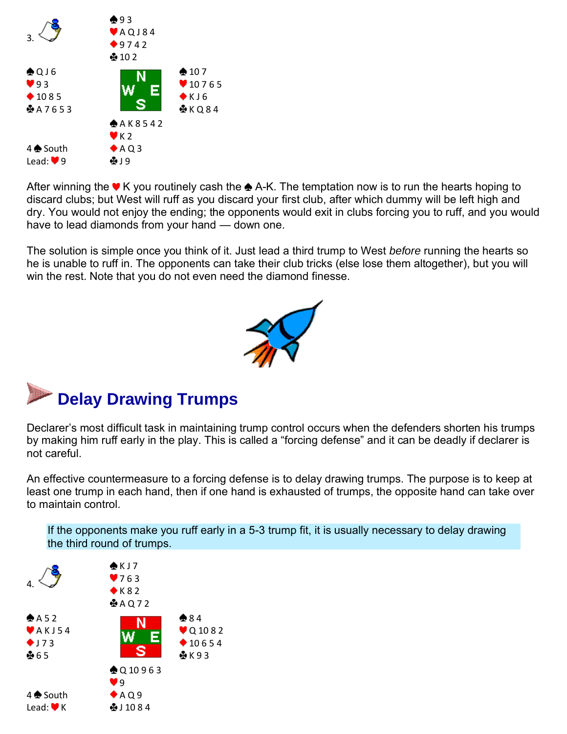3.

| | North | |
|---|---|---|
| | ♠ 9 3<br>♥ A Q J 8 4<br>♦ 9 7 4 2<br>♣ 10 2 | |
| **West**<br>♠ Q J 6<br>♥ 9 3<br>♦ 10 8 5<br>♣ A 7 6 5 3 | | **East**<br>♠ 10 7<br>♥ 10 7 6 5<br>♦ K J 6<br>♣ K Q 8 4 |
| | **South**<br>♠ A K 8 5 4 2<br>♥ K 2<br>♦ A Q 3<br>♣ J 9 | |

4♠ South
Lead: ♥ 9

After winning the ♥ K you routinely cash the ♠ A-K. The temptation now is to run the hearts hoping to discard clubs; but West will ruff as you discard your first club, after which dummy will be left high and dry. You would not enjoy the ending; the opponents would exit in clubs forcing you to ruff, and you would have to lead diamonds from your hand — down one.

The solution is simple once you think of it. Just lead a third trump to West *before* running the hearts so he is unable to ruff in. The opponents can take their club tricks (else lose them altogether), but you will win the rest. Note that you do not even need the diamond finesse.

## Delay Drawing Trumps

Declarer's most difficult task in maintaining trump control occurs when the defenders shorten his trumps by making him ruff early in the play. This is called a "forcing defense" and it can be deadly if declarer is not careful.

An effective countermeasure to a forcing defense is to delay drawing trumps. The purpose is to keep at least one trump in each hand, then if one hand is exhausted of trumps, the opposite hand can take over to maintain control.

> If the opponents make you ruff early in a 5-3 trump fit, it is usually necessary to delay drawing the third round of trumps.

4.

| | North | |
|---|---|---|
| | ♠ K J 7<br>♥ 7 6 3<br>♦ K 8 2<br>♣ A Q 7 2 | |
| **West**<br>♠ A 5 2<br>♥ A K J 5 4<br>♦ J 7 3<br>♣ 6 5 | | **East**<br>♠ 8 4<br>♥ Q 10 8 2<br>♦ 10 6 5 4<br>♣ K 9 3 |
| | **South**<br>♠ Q 10 9 6 3<br>♥ 9<br>♦ A Q 9<br>♣ J 10 8 4 | |

4♠ South
Lead: ♥ K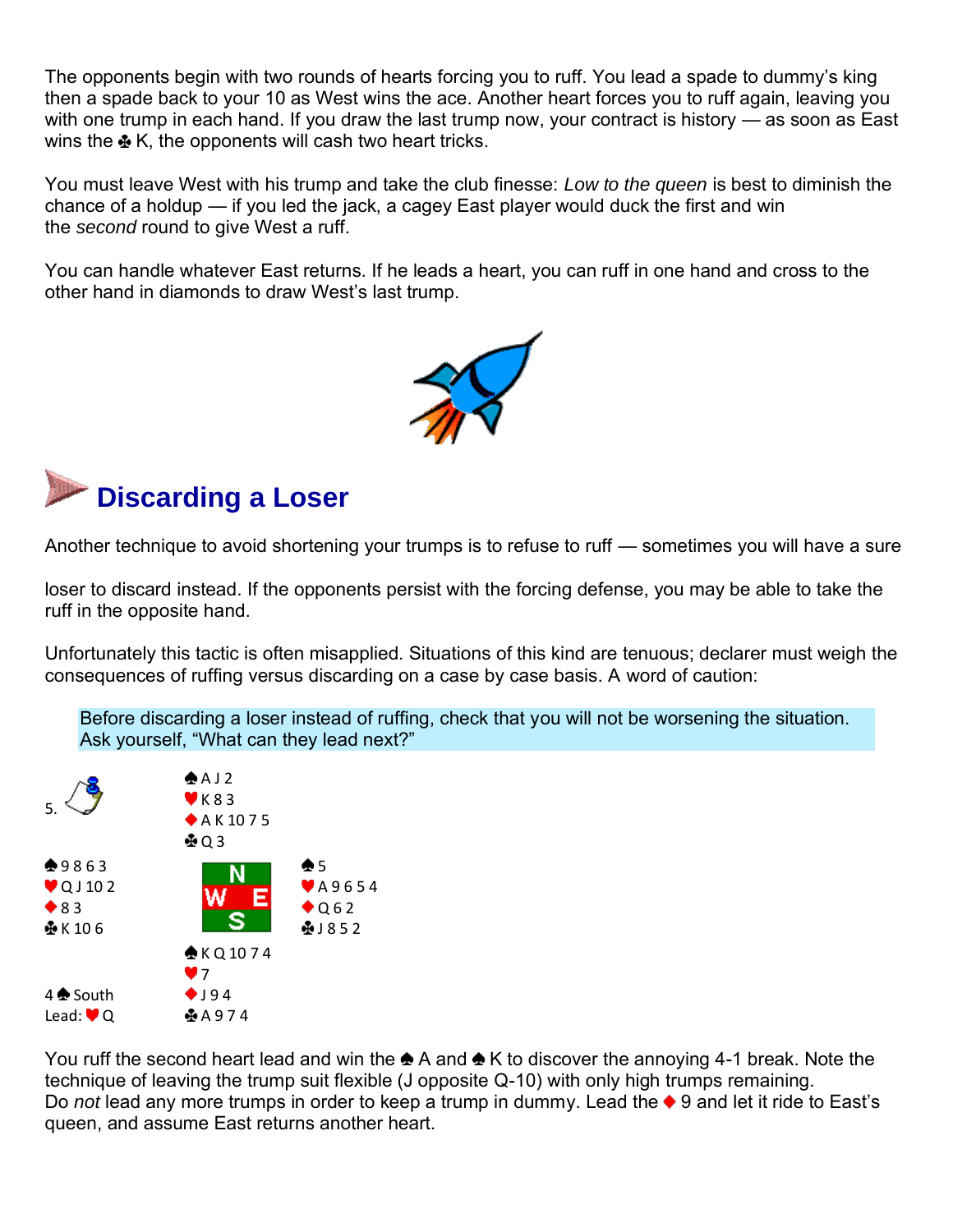The opponents begin with two rounds of hearts forcing you to ruff. You lead a spade to dummy's king then a spade back to your 10 as West wins the ace. Another heart forces you to ruff again, leaving you with one trump in each hand. If you draw the last trump now, your contract is history — as soon as East wins the ♣ K, the opponents will cash two heart tricks.

You must leave West with his trump and take the club finesse: *Low to the queen* is best to diminish the chance of a holdup — if you led the jack, a cagey East player would duck the first and win the *second* round to give West a ruff.

You can handle whatever East returns. If he leads a heart, you can ruff in one hand and cross to the other hand in diamonds to draw West's last trump.

## Discarding a Loser

Another technique to avoid shortening your trumps is to refuse to ruff — sometimes you will have a sure loser to discard instead. If the opponents persist with the forcing defense, you may be able to take the ruff in the opposite hand.

Unfortunately this tactic is often misapplied. Situations of this kind are tenuous; declarer must weigh the consequences of ruffing versus discarding on a case by case basis. A word of caution:

> Before discarding a loser instead of ruffing, check that you will not be worsening the situation. Ask yourself, "What can they lead next?"

5.

| West | North | East |
|---|---|---|
| | ♠ A J 2 | |
| | ♥ K 8 3 | |
| | ♦ A K 10 7 5 | |
| | ♣ Q 3 | |
| ♠ 9 8 6 3 | | ♠ 5 |
| ♥ Q J 10 2 | | ♥ A 9 6 5 4 |
| ♦ 8 3 | | ♦ Q 6 2 |
| ♣ K 10 6 | | ♣ J 8 5 2 |
| | ♠ K Q 10 7 4 | |
| 4♠ South | ♥ 7 | |
| Lead: ♥ Q | ♦ J 9 4 | |
| | ♣ A 9 7 4 | |

You ruff the second heart lead and win the ♠ A and ♠ K to discover the annoying 4-1 break. Note the technique of leaving the trump suit flexible (J opposite Q-10) with only high trumps remaining. Do *not* lead any more trumps in order to keep a trump in dummy. Lead the ♦ 9 and let it ride to East's queen, and assume East returns another heart.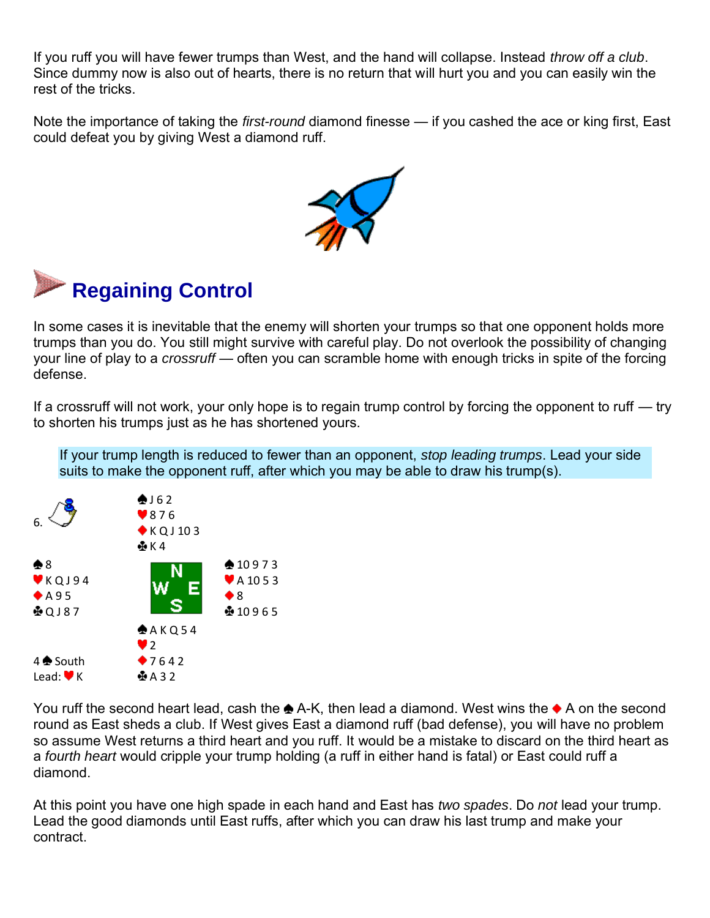If you ruff you will have fewer trumps than West, and the hand will collapse. Instead *throw off a club*. Since dummy now is also out of hearts, there is no return that will hurt you and you can easily win the rest of the tricks.

Note the importance of taking the *first-round* diamond finesse — if you cashed the ace or king first, East could defeat you by giving West a diamond ruff.

## Regaining Control

In some cases it is inevitable that the enemy will shorten your trumps so that one opponent holds more trumps than you do. You still might survive with careful play. Do not overlook the possibility of changing your line of play to a *crossruff* — often you can scramble home with enough tricks in spite of the forcing defense.

If a crossruff will not work, your only hope is to regain trump control by forcing the opponent to ruff — try to shorten his trumps just as he has shortened yours.

> If your trump length is reduced to fewer than an opponent, *stop leading trumps*. Lead your side suits to make the opponent ruff, after which you may be able to draw his trump(s).

6.

| | North | |
|---|---|---|
| | ♠J 6 2<br>♥8 7 6<br>♦K Q J 10 3<br>♣K 4 | |
| **West**<br>♠8<br>♥K Q J 9 4<br>♦A 9 5<br>♣Q J 8 7 | | **East**<br>♠10 9 7 3<br>♥A 10 5 3<br>♦8<br>♣10 9 6 5 |
| 4♠ South<br>Lead: ♥K | **South**<br>♠A K Q 5 4<br>♥2<br>♦7 6 4 2<br>♣A 3 2 | |

You ruff the second heart lead, cash the ♠ A-K, then lead a diamond. West wins the ♦ A on the second round as East sheds a club. If West gives East a diamond ruff (bad defense), you will have no problem so assume West returns a third heart and you ruff. It would be a mistake to discard on the third heart as a *fourth heart* would cripple your trump holding (a ruff in either hand is fatal) or East could ruff a diamond.

At this point you have one high spade in each hand and East has *two spades*. Do *not* lead your trump. Lead the good diamonds until East ruffs, after which you can draw his last trump and make your contract.